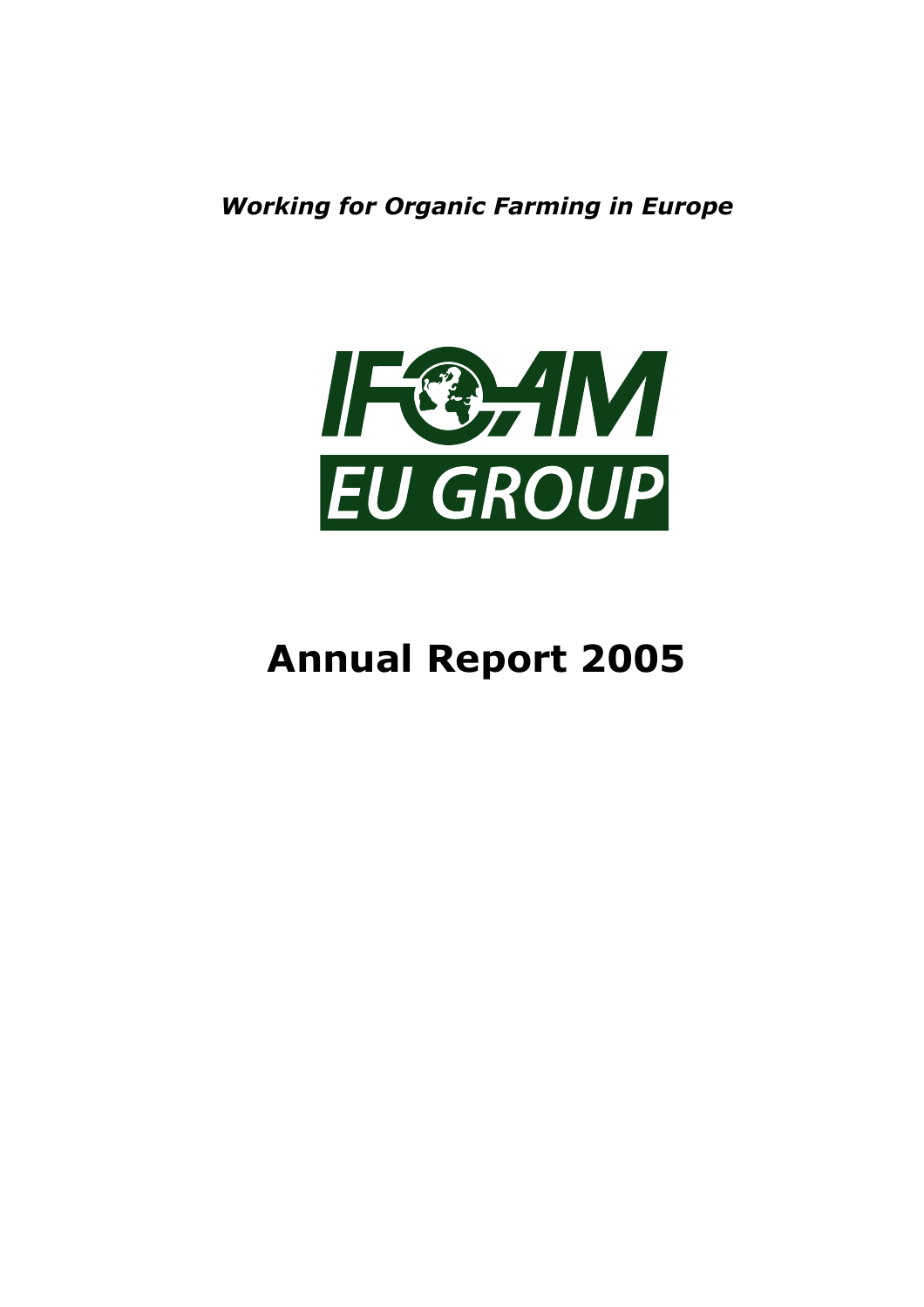***Working for Organic Farming in Europe***

IFOAM

EU GROUP

# Annual Report 2005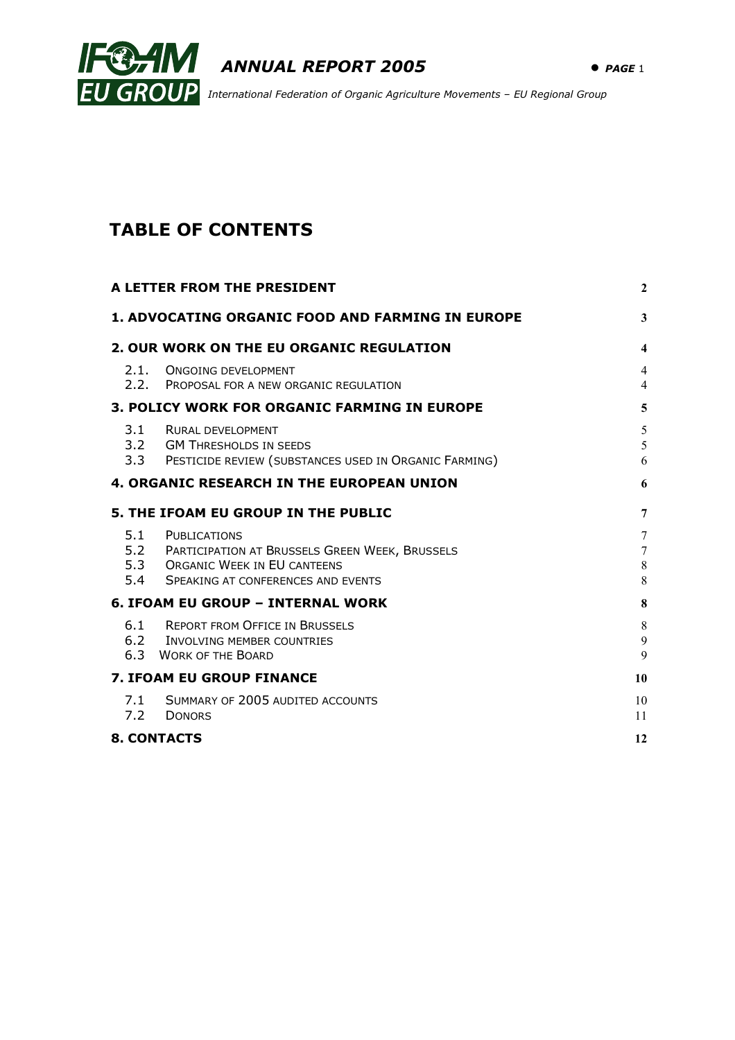# TABLE OF CONTENTS

| | | |
|---|---|---|
| **A LETTER FROM THE PRESIDENT** | | **2** |
| **1. ADVOCATING ORGANIC FOOD AND FARMING IN EUROPE** | | **3** |
| **2. OUR WORK ON THE EU ORGANIC REGULATION** | | **4** |
| 2.1. | ONGOING DEVELOPMENT | 4 |
| 2.2. | PROPOSAL FOR A NEW ORGANIC REGULATION | 4 |
| **3. POLICY WORK FOR ORGANIC FARMING IN EUROPE** | | **5** |
| 3.1 | RURAL DEVELOPMENT | 5 |
| 3.2 | GM THRESHOLDS IN SEEDS | 5 |
| 3.3 | PESTICIDE REVIEW (SUBSTANCES USED IN ORGANIC FARMING) | 6 |
| **4. ORGANIC RESEARCH IN THE EUROPEAN UNION** | | **6** |
| **5. THE IFOAM EU GROUP IN THE PUBLIC** | | **7** |
| 5.1 | PUBLICATIONS | 7 |
| 5.2 | PARTICIPATION AT BRUSSELS GREEN WEEK, BRUSSELS | 7 |
| 5.3 | ORGANIC WEEK IN EU CANTEENS | 8 |
| 5.4 | SPEAKING AT CONFERENCES AND EVENTS | 8 |
| **6. IFOAM EU GROUP – INTERNAL WORK** | | **8** |
| 6.1 | REPORT FROM OFFICE IN BRUSSELS | 8 |
| 6.2 | INVOLVING MEMBER COUNTRIES | 9 |
| 6.3 | WORK OF THE BOARD | 9 |
| **7. IFOAM EU GROUP FINANCE** | | **10** |
| 7.1 | SUMMARY OF 2005 AUDITED ACCOUNTS | 10 |
| 7.2 | DONORS | 11 |
| **8. CONTACTS** | | **12** |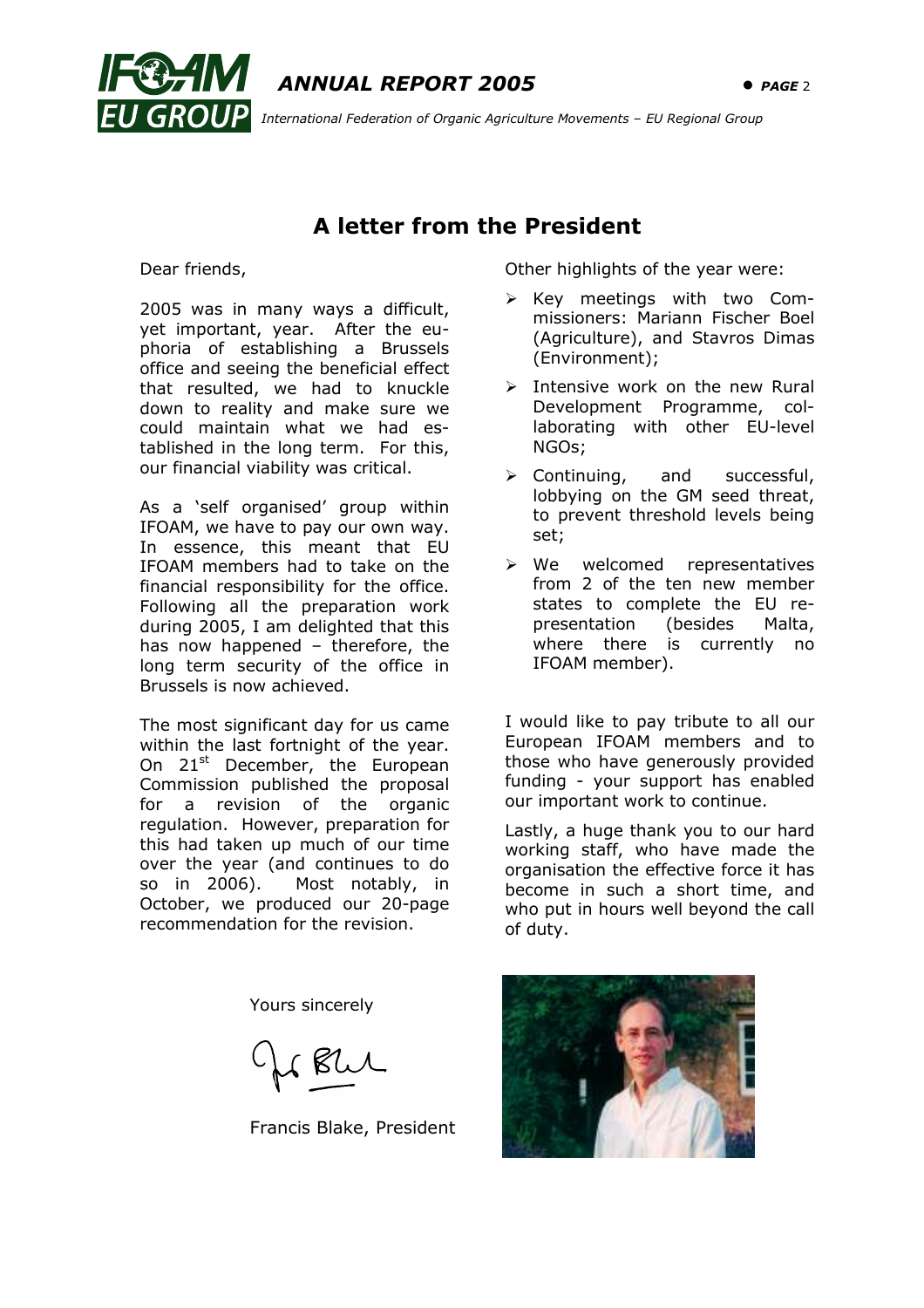# A letter from the President

Dear friends,

2005 was in many ways a difficult, yet important, year. After the euphoria of establishing a Brussels office and seeing the beneficial effect that resulted, we had to knuckle down to reality and make sure we could maintain what we had established in the long term. For this, our financial viability was critical.

As a 'self organised' group within IFOAM, we have to pay our own way. In essence, this meant that EU IFOAM members had to take on the financial responsibility for the office. Following all the preparation work during 2005, I am delighted that this has now happened – therefore, the long term security of the office in Brussels is now achieved.

The most significant day for us came within the last fortnight of the year. On 21st December, the European Commission published the proposal for a revision of the organic regulation. However, preparation for this had taken up much of our time over the year (and continues to do so in 2006). Most notably, in October, we produced our 20-page recommendation for the revision.

Other highlights of the year were:

- Key meetings with two Commissioners: Mariann Fischer Boel (Agriculture), and Stavros Dimas (Environment);
- Intensive work on the new Rural Development Programme, collaborating with other EU-level NGOs;
- Continuing, and successful, lobbying on the GM seed threat, to prevent threshold levels being set;
- We welcomed representatives from 2 of the ten new member states to complete the EU representation (besides Malta, where there is currently no IFOAM member).

I would like to pay tribute to all our European IFOAM members and to those who have generously provided funding - your support has enabled our important work to continue.

Lastly, a huge thank you to our hard working staff, who have made the organisation the effective force it has become in such a short time, and who put in hours well beyond the call of duty.

Yours sincerely

Francis Blake, President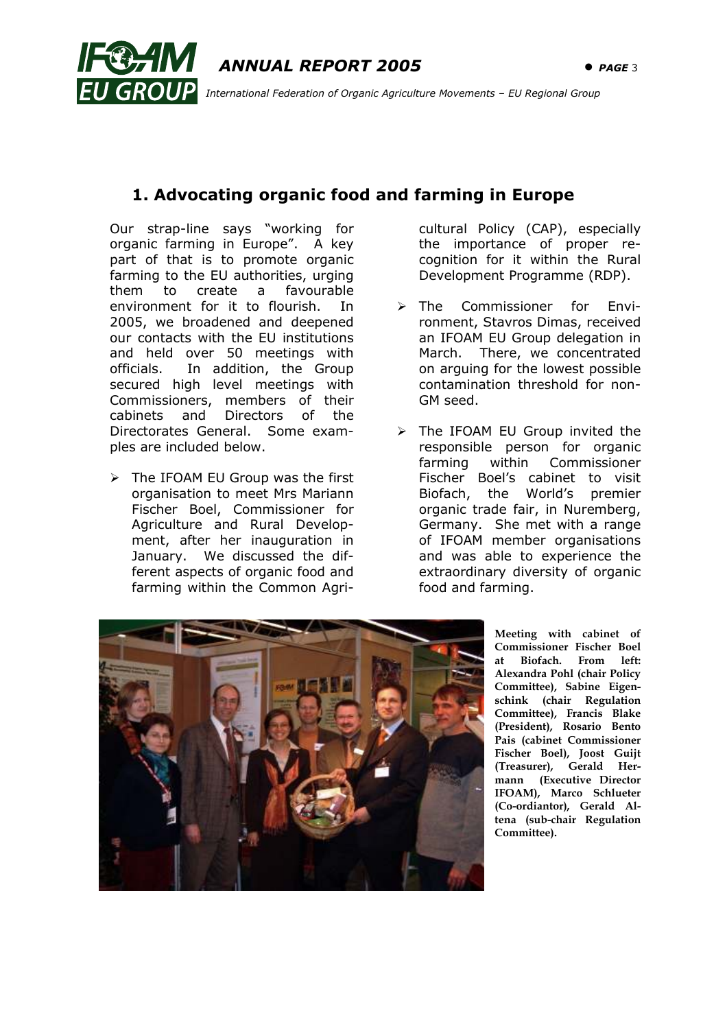## 1. Advocating organic food and farming in Europe

Our strap-line says "working for organic farming in Europe". A key part of that is to promote organic farming to the EU authorities, urging them to create a favourable environment for it to flourish. In 2005, we broadened and deepened our contacts with the EU institutions and held over 50 meetings with officials. In addition, the Group secured high level meetings with Commissioners, members of their cabinets and Directors of the Directorates General. Some examples are included below.

- The IFOAM EU Group was the first organisation to meet Mrs Mariann Fischer Boel, Commissioner for Agriculture and Rural Development, after her inauguration in January. We discussed the different aspects of organic food and farming within the Common Agricultural Policy (CAP), especially the importance of proper recognition for it within the Rural Development Programme (RDP).
- The Commissioner for Environment, Stavros Dimas, received an IFOAM EU Group delegation in March. There, we concentrated on arguing for the lowest possible contamination threshold for non-GM seed.
- The IFOAM EU Group invited the responsible person for organic farming within Commissioner Fischer Boel's cabinet to visit Biofach, the World's premier organic trade fair, in Nuremberg, Germany. She met with a range of IFOAM member organisations and was able to experience the extraordinary diversity of organic food and farming.

**Meeting with cabinet of Commissioner Fischer Boel at Biofach. From left: Alexandra Pohl (chair Policy Committee), Sabine Eigenschink (chair Regulation Committee), Francis Blake (President), Rosario Bento Pais (cabinet Commissioner Fischer Boel), Joost Guijt (Treasurer), Gerald Hermann (Executive Director IFOAM), Marco Schlueter (Co-ordiantor), Gerald Altena (sub-chair Regulation Committee).**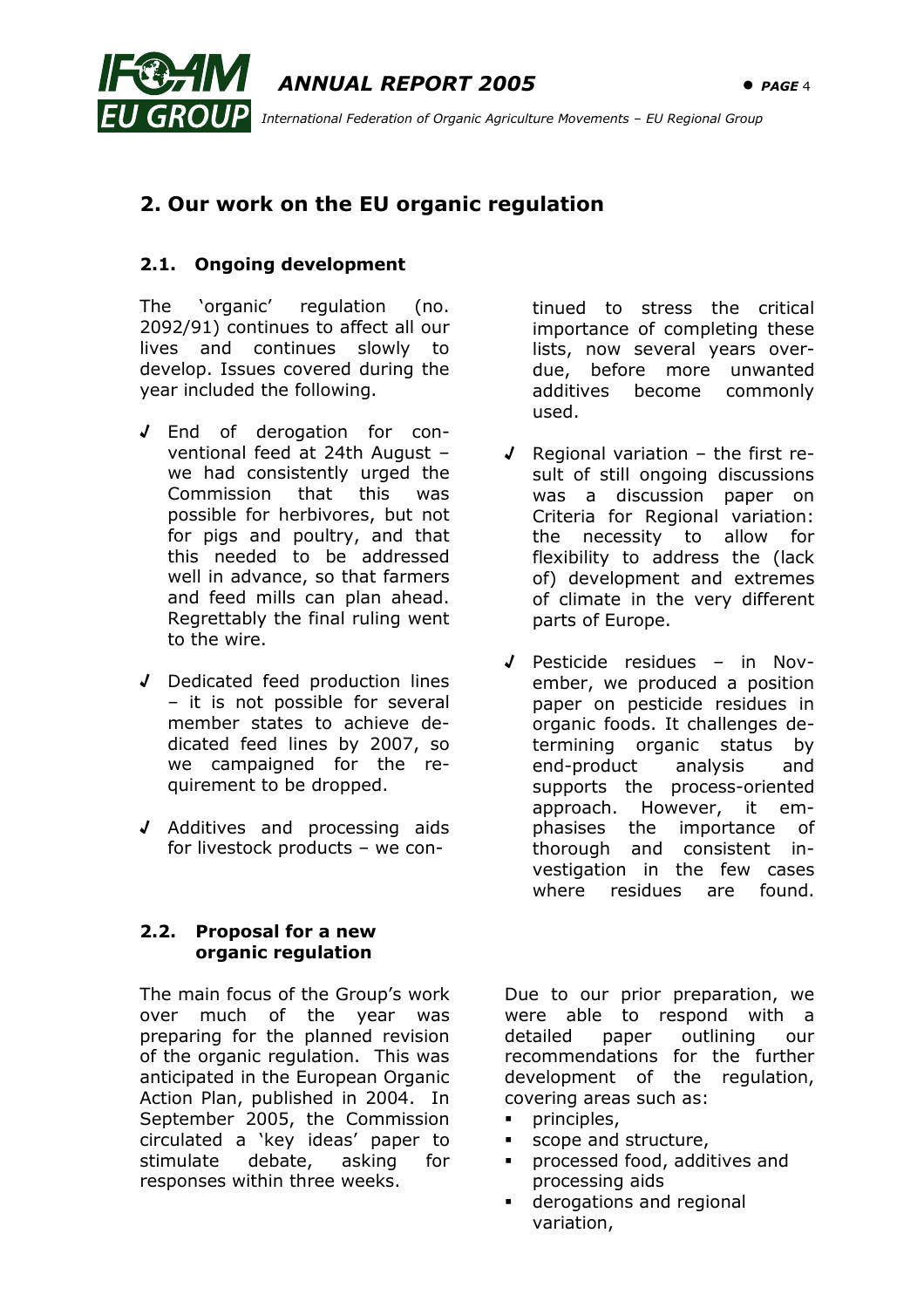## 2. Our work on the EU organic regulation

### 2.1. Ongoing development

The 'organic' regulation (no. 2092/91) continues to affect all our lives and continues slowly to develop. Issues covered during the year included the following.

- End of derogation for conventional feed at 24th August – we had consistently urged the Commission that this was possible for herbivores, but not for pigs and poultry, and that this needed to be addressed well in advance, so that farmers and feed mills can plan ahead. Regrettably the final ruling went to the wire.
- Dedicated feed production lines – it is not possible for several member states to achieve dedicated feed lines by 2007, so we campaigned for the requirement to be dropped.
- Additives and processing aids for livestock products – we continued to stress the critical importance of completing these lists, now several years overdue, before more unwanted additives become commonly used.
- Regional variation – the first result of still ongoing discussions was a discussion paper on Criteria for Regional variation: the necessity to allow for flexibility to address the (lack of) development and extremes of climate in the very different parts of Europe.
- Pesticide residues – in November, we produced a position paper on pesticide residues in organic foods. It challenges determining organic status by end-product analysis and supports the process-oriented approach. However, it emphasises the importance of thorough and consistent investigation in the few cases where residues are found.

### 2.2. Proposal for a new organic regulation

The main focus of the Group's work over much of the year was preparing for the planned revision of the organic regulation. This was anticipated in the European Organic Action Plan, published in 2004. In September 2005, the Commission circulated a 'key ideas' paper to stimulate debate, asking for responses within three weeks.

Due to our prior preparation, we were able to respond with a detailed paper outlining our recommendations for the further development of the regulation, covering areas such as:

- principles,
- scope and structure,
- processed food, additives and processing aids
- derogations and regional variation,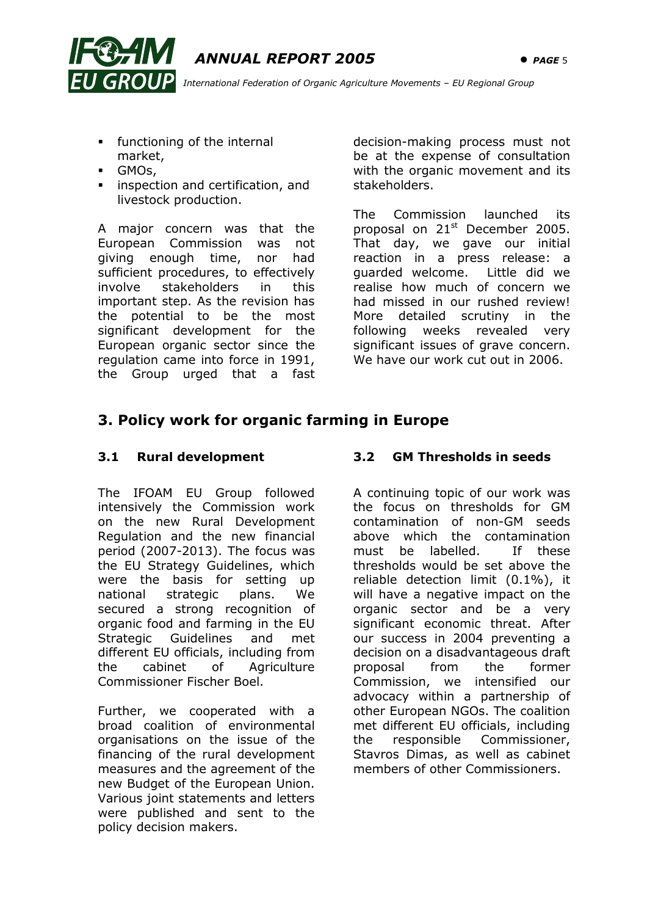- functioning of the internal market,
- GMOs,
- inspection and certification, and livestock production.

A major concern was that the European Commission was not giving enough time, nor had sufficient procedures, to effectively involve stakeholders in this important step. As the revision has the potential to be the most significant development for the European organic sector since the regulation came into force in 1991, the Group urged that a fast decision-making process must not be at the expense of consultation with the organic movement and its stakeholders.

The Commission launched its proposal on 21st December 2005. That day, we gave our initial reaction in a press release: a guarded welcome. Little did we realise how much of concern we had missed in our rushed review! More detailed scrutiny in the following weeks revealed very significant issues of grave concern. We have our work cut out in 2006.

## 3. Policy work for organic farming in Europe

### 3.1 Rural development

The IFOAM EU Group followed intensively the Commission work on the new Rural Development Regulation and the new financial period (2007-2013). The focus was the EU Strategy Guidelines, which were the basis for setting up national strategic plans. We secured a strong recognition of organic food and farming in the EU Strategic Guidelines and met different EU officials, including from the cabinet of Agriculture Commissioner Fischer Boel.

Further, we cooperated with a broad coalition of environmental organisations on the issue of the financing of the rural development measures and the agreement of the new Budget of the European Union. Various joint statements and letters were published and sent to the policy decision makers.

### 3.2 GM Thresholds in seeds

A continuing topic of our work was the focus on thresholds for GM contamination of non-GM seeds above which the contamination must be labelled. If these thresholds would be set above the reliable detection limit (0.1%), it will have a negative impact on the organic sector and be a very significant economic threat. After our success in 2004 preventing a decision on a disadvantageous draft proposal from the former Commission, we intensified our advocacy within a partnership of other European NGOs. The coalition met different EU officials, including the responsible Commissioner, Stavros Dimas, as well as cabinet members of other Commissioners.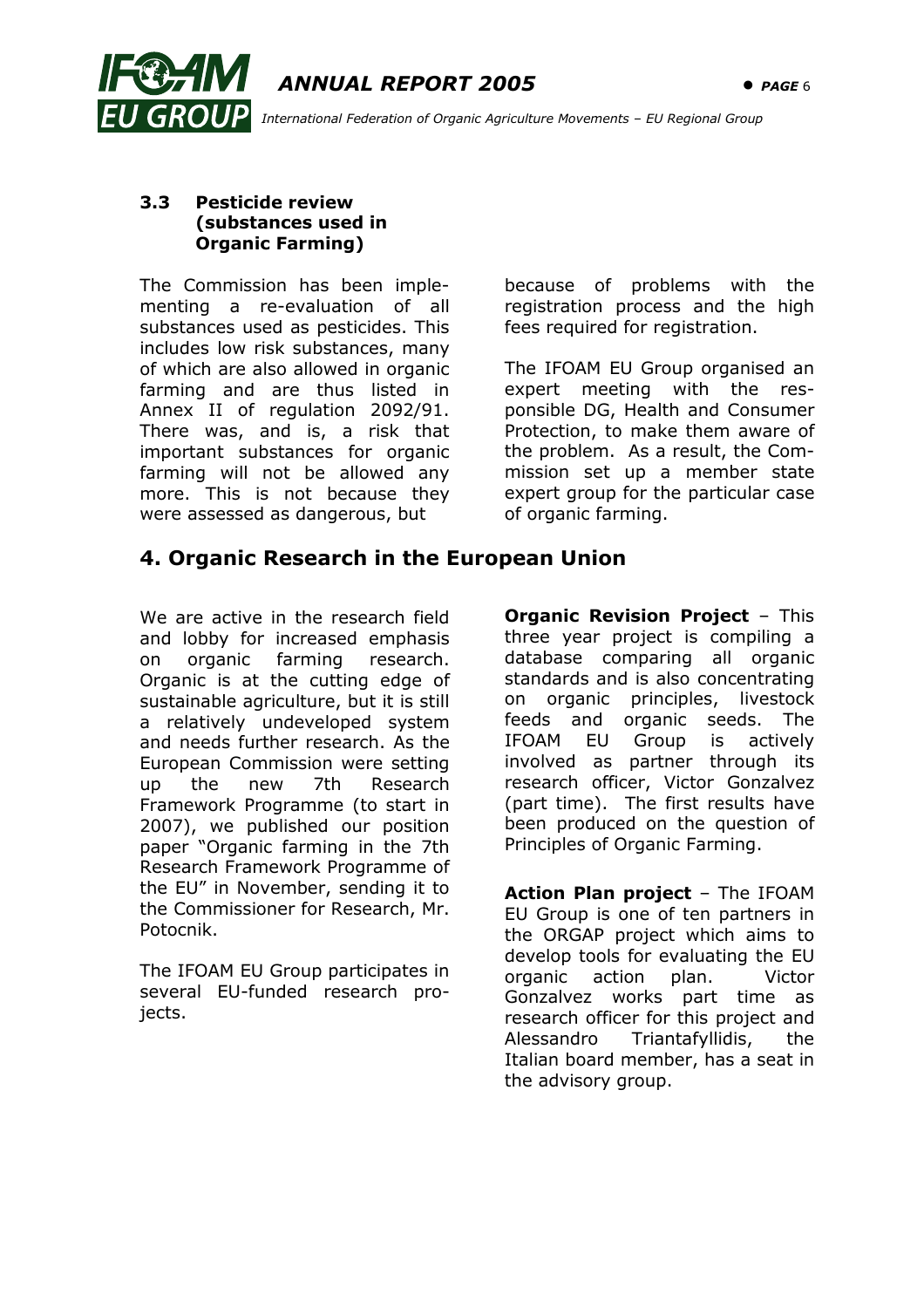### 3.3 Pesticide review (substances used in Organic Farming)

The Commission has been implementing a re-evaluation of all substances used as pesticides. This includes low risk substances, many of which are also allowed in organic farming and are thus listed in Annex II of regulation 2092/91. There was, and is, a risk that important substances for organic farming will not be allowed any more. This is not because they were assessed as dangerous, but because of problems with the registration process and the high fees required for registration.

The IFOAM EU Group organised an expert meeting with the responsible DG, Health and Consumer Protection, to make them aware of the problem. As a result, the Commission set up a member state expert group for the particular case of organic farming.

## 4. Organic Research in the European Union

We are active in the research field and lobby for increased emphasis on organic farming research. Organic is at the cutting edge of sustainable agriculture, but it is still a relatively undeveloped system and needs further research. As the European Commission were setting up the new 7th Research Framework Programme (to start in 2007), we published our position paper "Organic farming in the 7th Research Framework Programme of the EU" in November, sending it to the Commissioner for Research, Mr. Potocnik.

The IFOAM EU Group participates in several EU-funded research projects.

**Organic Revision Project** – This three year project is compiling a database comparing all organic standards and is also concentrating on organic principles, livestock feeds and organic seeds. The IFOAM EU Group is actively involved as partner through its research officer, Victor Gonzalvez (part time). The first results have been produced on the question of Principles of Organic Farming.

**Action Plan project** – The IFOAM EU Group is one of ten partners in the ORGAP project which aims to develop tools for evaluating the EU organic action plan. Victor Gonzalvez works part time as research officer for this project and Alessandro Triantafyllidis, the Italian board member, has a seat in the advisory group.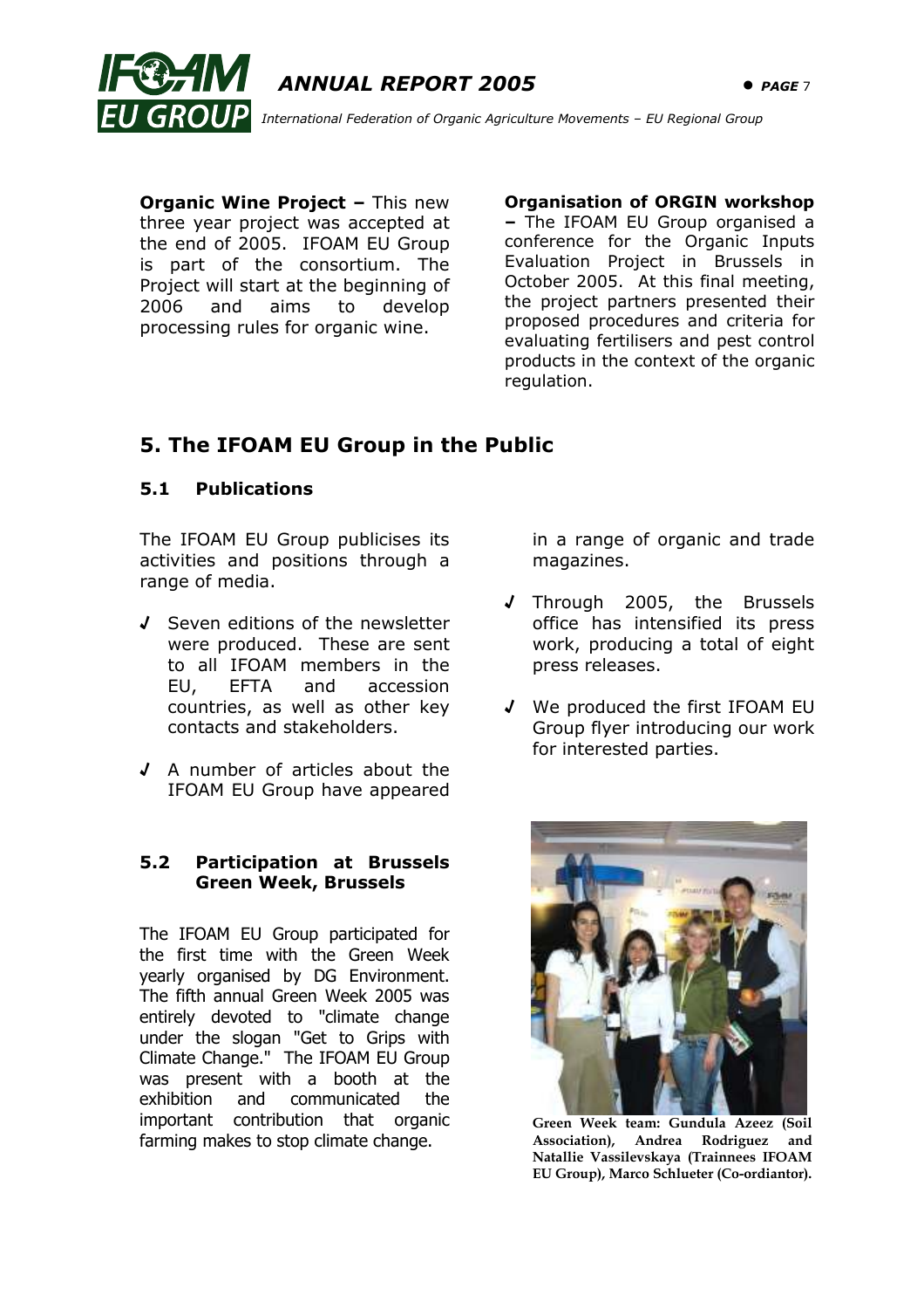**Organic Wine Project –** This new three year project was accepted at the end of 2005. IFOAM EU Group is part of the consortium. The Project will start at the beginning of 2006 and aims to develop processing rules for organic wine.

**Organisation of ORGIN workshop –** The IFOAM EU Group organised a conference for the Organic Inputs Evaluation Project in Brussels in October 2005. At this final meeting, the project partners presented their proposed procedures and criteria for evaluating fertilisers and pest control products in the context of the organic regulation.

## 5. The IFOAM EU Group in the Public

### 5.1 Publications

The IFOAM EU Group publicises its activities and positions through a range of media.

- Seven editions of the newsletter were produced. These are sent to all IFOAM members in the EU, EFTA and accession countries, as well as other key contacts and stakeholders.
- A number of articles about the IFOAM EU Group have appeared in a range of organic and trade magazines.
- Through 2005, the Brussels office has intensified its press work, producing a total of eight press releases.
- We produced the first IFOAM EU Group flyer introducing our work for interested parties.

### 5.2 Participation at Brussels Green Week, Brussels

The IFOAM EU Group participated for the first time with the Green Week yearly organised by DG Environment. The fifth annual Green Week 2005 was entirely devoted to "climate change under the slogan "Get to Grips with Climate Change." The IFOAM EU Group was present with a booth at the exhibition and communicated the important contribution that organic farming makes to stop climate change.

**Green Week team: Gundula Azeez (Soil Association), Andrea Rodriguez and Natallie Vassilevskaya (Trainnees IFOAM EU Group), Marco Schlueter (Co-ordiantor).**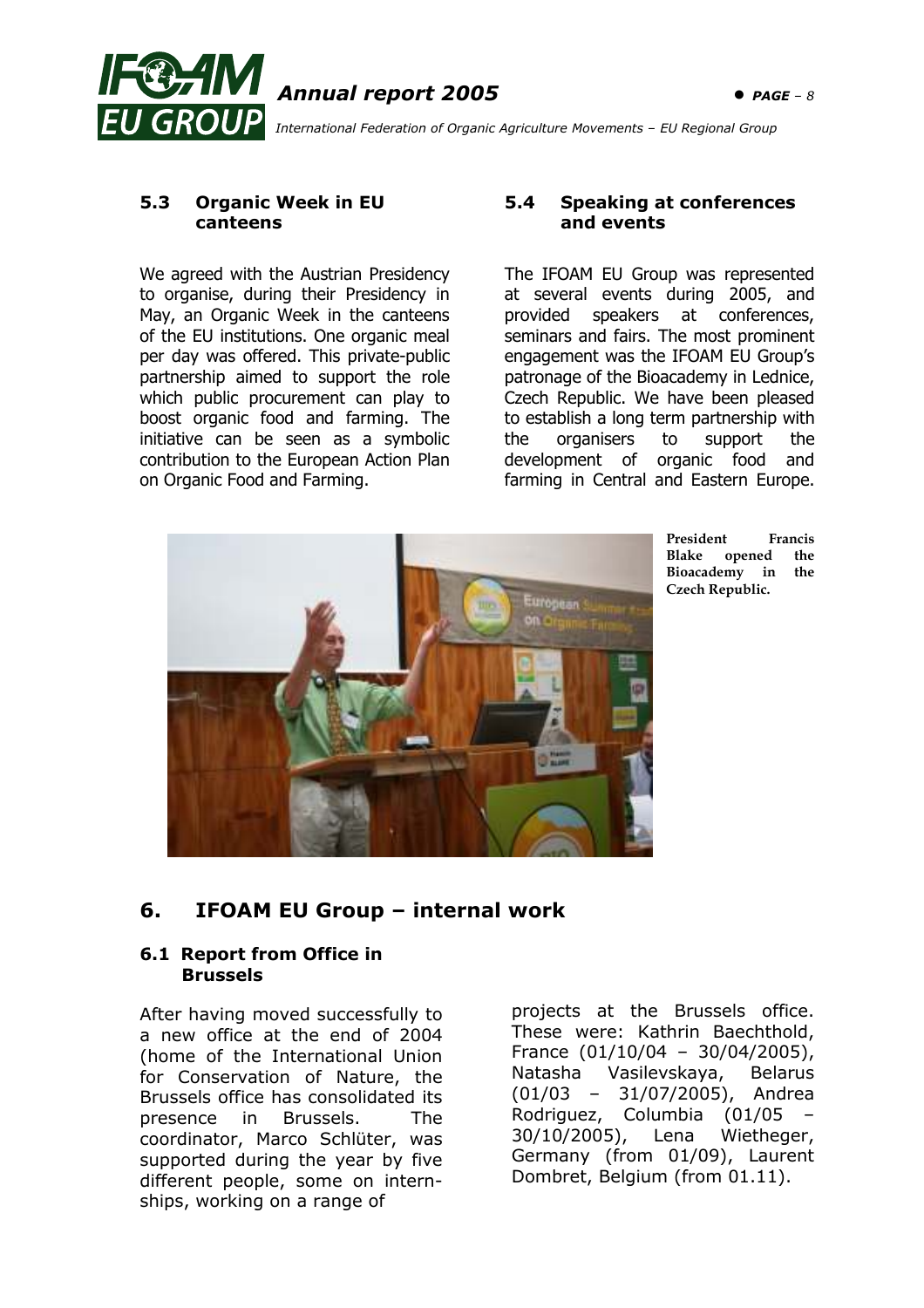### 5.3 Organic Week in EU canteens

We agreed with the Austrian Presidency to organise, during their Presidency in May, an Organic Week in the canteens of the EU institutions. One organic meal per day was offered. This private-public partnership aimed to support the role which public procurement can play to boost organic food and farming. The initiative can be seen as a symbolic contribution to the European Action Plan on Organic Food and Farming.

### 5.4 Speaking at conferences and events

The IFOAM EU Group was represented at several events during 2005, and provided speakers at conferences, seminars and fairs. The most prominent engagement was the IFOAM EU Group's patronage of the Bioacademy in Lednice, Czech Republic. We have been pleased to establish a long term partnership with the organisers to support the development of organic food and farming in Central and Eastern Europe.

**President Francis Blake opened the Bioacademy in the Czech Republic.**

## 6. IFOAM EU Group – internal work

### 6.1 Report from Office in Brussels

After having moved successfully to a new office at the end of 2004 (home of the International Union for Conservation of Nature, the Brussels office has consolidated its presence in Brussels. The coordinator, Marco Schlüter, was supported during the year by five different people, some on internships, working on a range of projects at the Brussels office. These were: Kathrin Baechthold, France (01/10/04 – 30/04/2005), Natasha Vasilevskaya, Belarus (01/03 – 31/07/2005), Andrea Rodriguez, Columbia (01/05 – 30/10/2005), Lena Wietheger, Germany (from 01/09), Laurent Dombret, Belgium (from 01.11).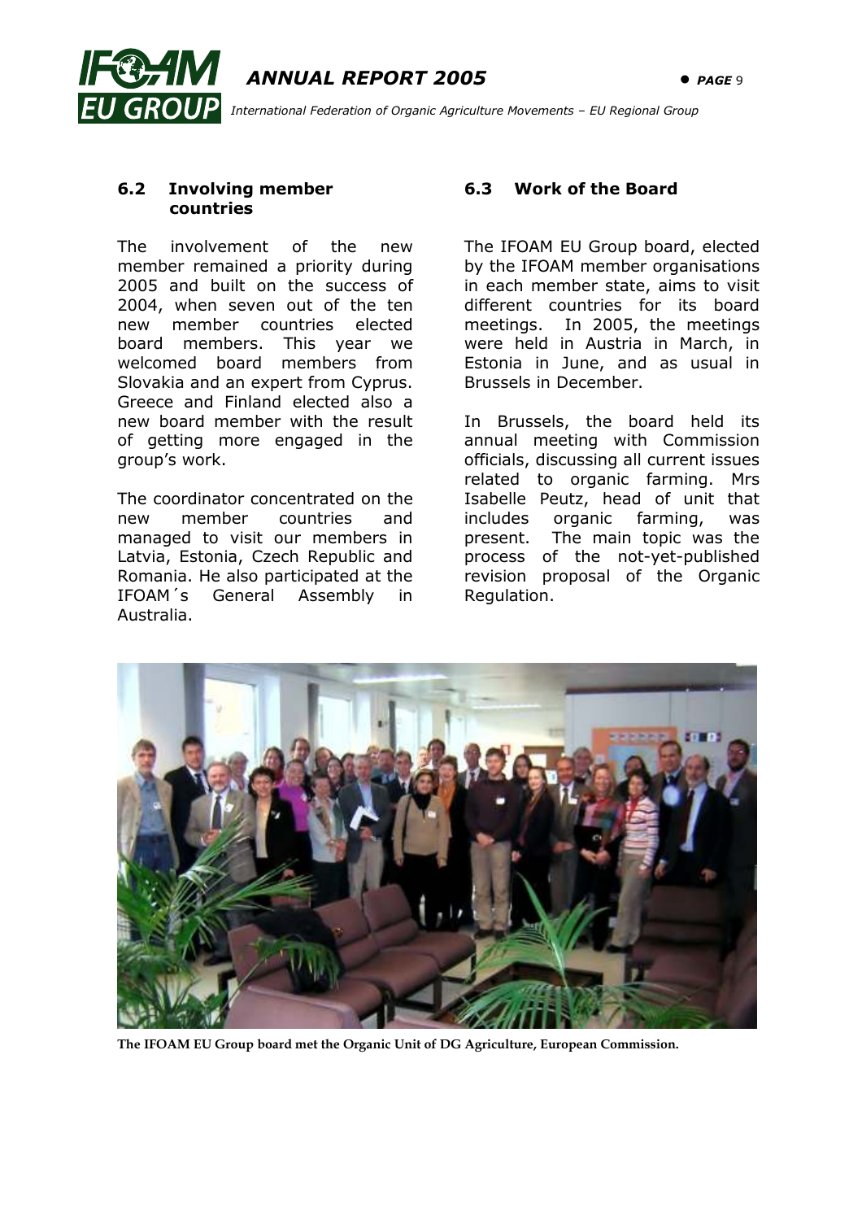### 6.2 Involving member countries

The involvement of the new member remained a priority during 2005 and built on the success of 2004, when seven out of the ten new member countries elected board members. This year we welcomed board members from Slovakia and an expert from Cyprus. Greece and Finland elected also a new board member with the result of getting more engaged in the group's work.

The coordinator concentrated on the new member countries and managed to visit our members in Latvia, Estonia, Czech Republic and Romania. He also participated at the IFOAM´s General Assembly in Australia.

### 6.3 Work of the Board

The IFOAM EU Group board, elected by the IFOAM member organisations in each member state, aims to visit different countries for its board meetings. In 2005, the meetings were held in Austria in March, in Estonia in June, and as usual in Brussels in December.

In Brussels, the board held its annual meeting with Commission officials, discussing all current issues related to organic farming. Mrs Isabelle Peutz, head of unit that includes organic farming, was present. The main topic was the process of the not-yet-published revision proposal of the Organic Regulation.

**The IFOAM EU Group board met the Organic Unit of DG Agriculture, European Commission.**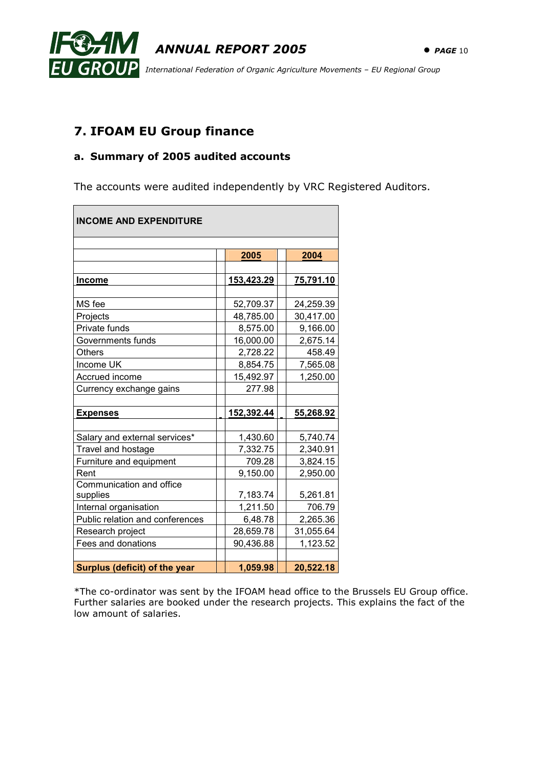## 7. IFOAM EU Group finance

### a. Summary of 2005 audited accounts

The accounts were audited independently by VRC Registered Auditors.

| INCOME AND EXPENDITURE | | |
|---|---|---|
| | **2005** | **2004** |
| **Income** | **153,423.29** | **75,791.10** |
| MS fee | 52,709.37 | 24,259.39 |
| Projects | 48,785.00 | 30,417.00 |
| Private funds | 8,575.00 | 9,166.00 |
| Governments funds | 16,000.00 | 2,675.14 |
| Others | 2,728.22 | 458.49 |
| Income UK | 8,854.75 | 7,565.08 |
| Accrued income | 15,492.97 | 1,250.00 |
| Currency exchange gains | 277.98 | |
| **Expenses** | **152,392.44** | **55,268.92** |
| Salary and external services* | 1,430.60 | 5,740.74 |
| Travel and hostage | 7,332.75 | 2,340.91 |
| Furniture and equipment | 709.28 | 3,824.15 |
| Rent | 9,150.00 | 2,950.00 |
| Communication and office supplies | 7,183.74 | 5,261.81 |
| Internal organisation | 1,211.50 | 706.79 |
| Public relation and conferences | 6,48.78 | 2,265.36 |
| Research project | 28,659.78 | 31,055.64 |
| Fees and donations | 90,436.88 | 1,123.52 |
| **Surplus (deficit) of the year** | **1,059.98** | **20,522.18** |

*The co-ordinator was sent by the IFOAM head office to the Brussels EU Group office. Further salaries are booked under the research projects. This explains the fact of the low amount of salaries.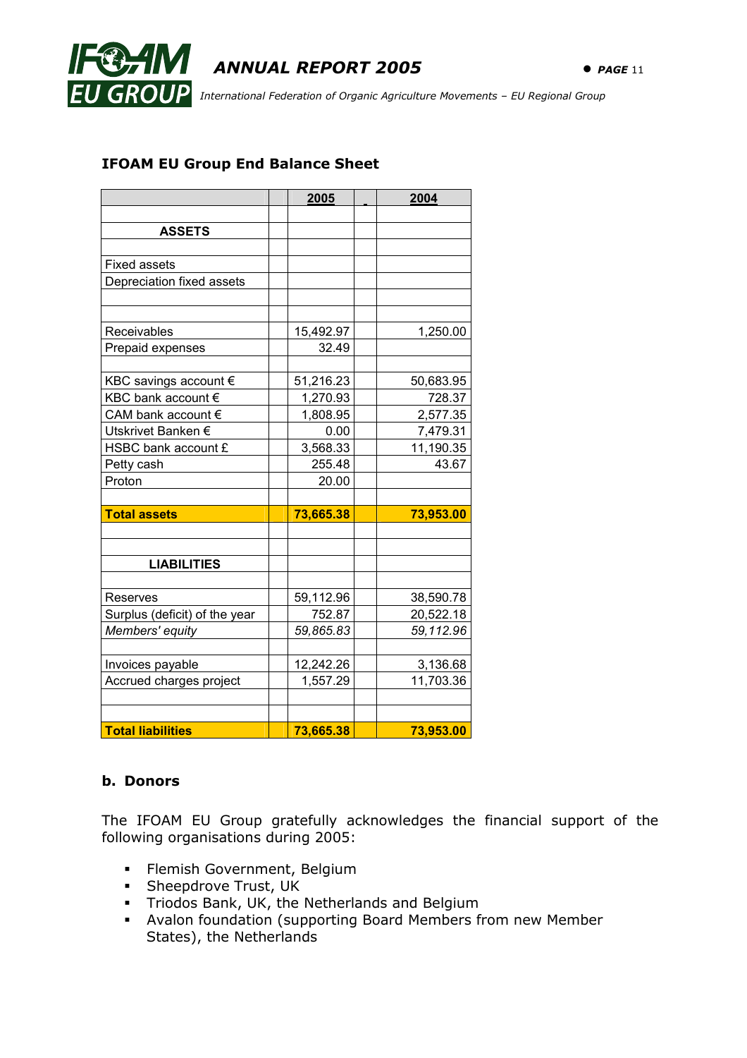### IFOAM EU Group End Balance Sheet

| | 2005 | 2004 |
|---|---|---|
| **ASSETS** | | |
| Fixed assets | | |
| Depreciation fixed assets | | |
| Receivables | 15,492.97 | 1,250.00 |
| Prepaid expenses | 32.49 | |
| KBC savings account € | 51,216.23 | 50,683.95 |
| KBC bank account € | 1,270.93 | 728.37 |
| CAM bank account € | 1,808.95 | 2,577.35 |
| Utskrivet Banken € | 0.00 | 7,479.31 |
| HSBC bank account £ | 3,568.33 | 11,190.35 |
| Petty cash | 255.48 | 43.67 |
| Proton | 20.00 | |
| **Total assets** | **73,665.38** | **73,953.00** |
| **LIABILITIES** | | |
| Reserves | 59,112.96 | 38,590.78 |
| Surplus (deficit) of the year | 752.87 | 20,522.18 |
| *Members' equity* | *59,865.83* | *59,112.96* |
| Invoices payable | 12,242.26 | 3,136.68 |
| Accrued charges project | 1,557.29 | 11,703.36 |
| **Total liabilities** | **73,665.38** | **73,953.00** |

### b. Donors

The IFOAM EU Group gratefully acknowledges the financial support of the following organisations during 2005:

- Flemish Government, Belgium
- Sheepdrove Trust, UK
- Triodos Bank, UK, the Netherlands and Belgium
- Avalon foundation (supporting Board Members from new Member States), the Netherlands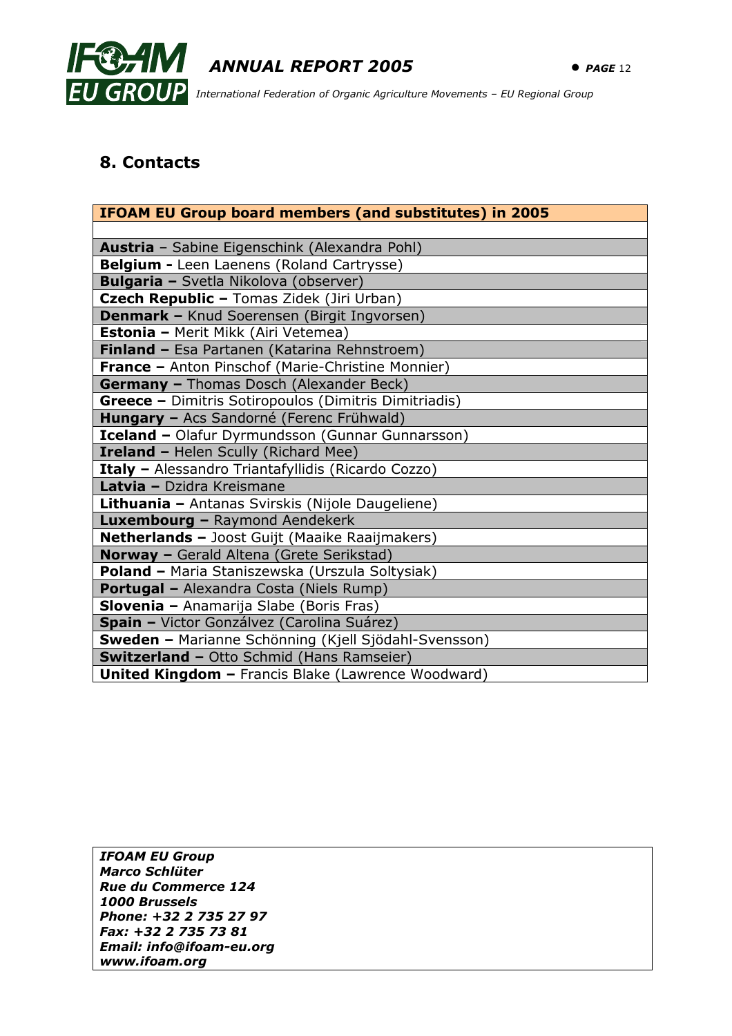## 8. Contacts

| IFOAM EU Group board members (and substitutes) in 2005 |
|---|
| |
| **Austria** – Sabine Eigenschink (Alexandra Pohl) |
| **Belgium -** Leen Laenens (Roland Cartrysse) |
| **Bulgaria –** Svetla Nikolova (observer) |
| **Czech Republic –** Tomas Zidek (Jiri Urban) |
| **Denmark –** Knud Soerensen (Birgit Ingvorsen) |
| **Estonia –** Merit Mikk (Airi Vetemea) |
| **Finland –** Esa Partanen (Katarina Rehnstroem) |
| **France –** Anton Pinschof (Marie-Christine Monnier) |
| **Germany –** Thomas Dosch (Alexander Beck) |
| **Greece –** Dimitris Sotiropoulos (Dimitris Dimitriadis) |
| **Hungary –** Acs Sandorné (Ferenc Frühwald) |
| **Iceland –** Olafur Dyrmundsson (Gunnar Gunnarsson) |
| **Ireland –** Helen Scully (Richard Mee) |
| **Italy –** Alessandro Triantafyllidis (Ricardo Cozzo) |
| **Latvia –** Dzidra Kreismane |
| **Lithuania –** Antanas Svirskis (Nijole Daugeliene) |
| **Luxembourg –** Raymond Aendekerk |
| **Netherlands –** Joost Guijt (Maaike Raaijmakers) |
| **Norway –** Gerald Altena (Grete Serikstad) |
| **Poland –** Maria Staniszewska (Urszula Soltysiak) |
| **Portugal –** Alexandra Costa (Niels Rump) |
| **Slovenia –** Anamarija Slabe (Boris Fras) |
| **Spain –** Victor Gonzálvez (Carolina Suárez) |
| **Sweden –** Marianne Schönning (Kjell Sjödahl-Svensson) |
| **Switzerland –** Otto Schmid (Hans Ramseier) |
| **United Kingdom –** Francis Blake (Lawrence Woodward) |

***IFOAM EU Group***
***Marco Schlüter***
***Rue du Commerce 124***
***1000 Brussels***
***Phone: +32 2 735 27 97***
***Fax: +32 2 735 73 81***
***Email: info@ifoam-eu.org***
***www.ifoam.org***